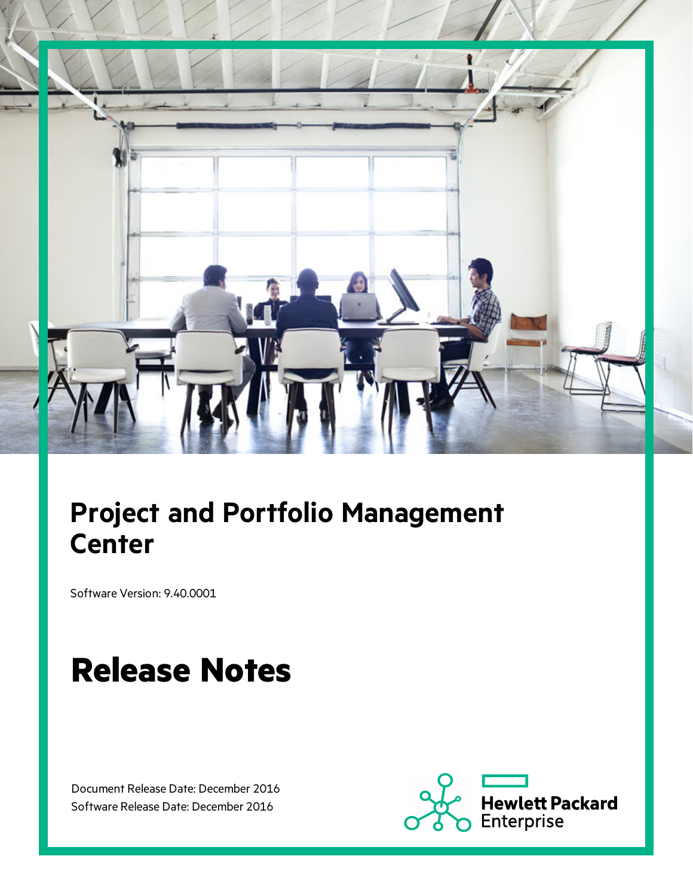# Project and Portfolio Management Center

Software Version: 9.40.0001

# Release Notes

Document Release Date: December 2016
Software Release Date: December 2016

Hewlett Packard Enterprise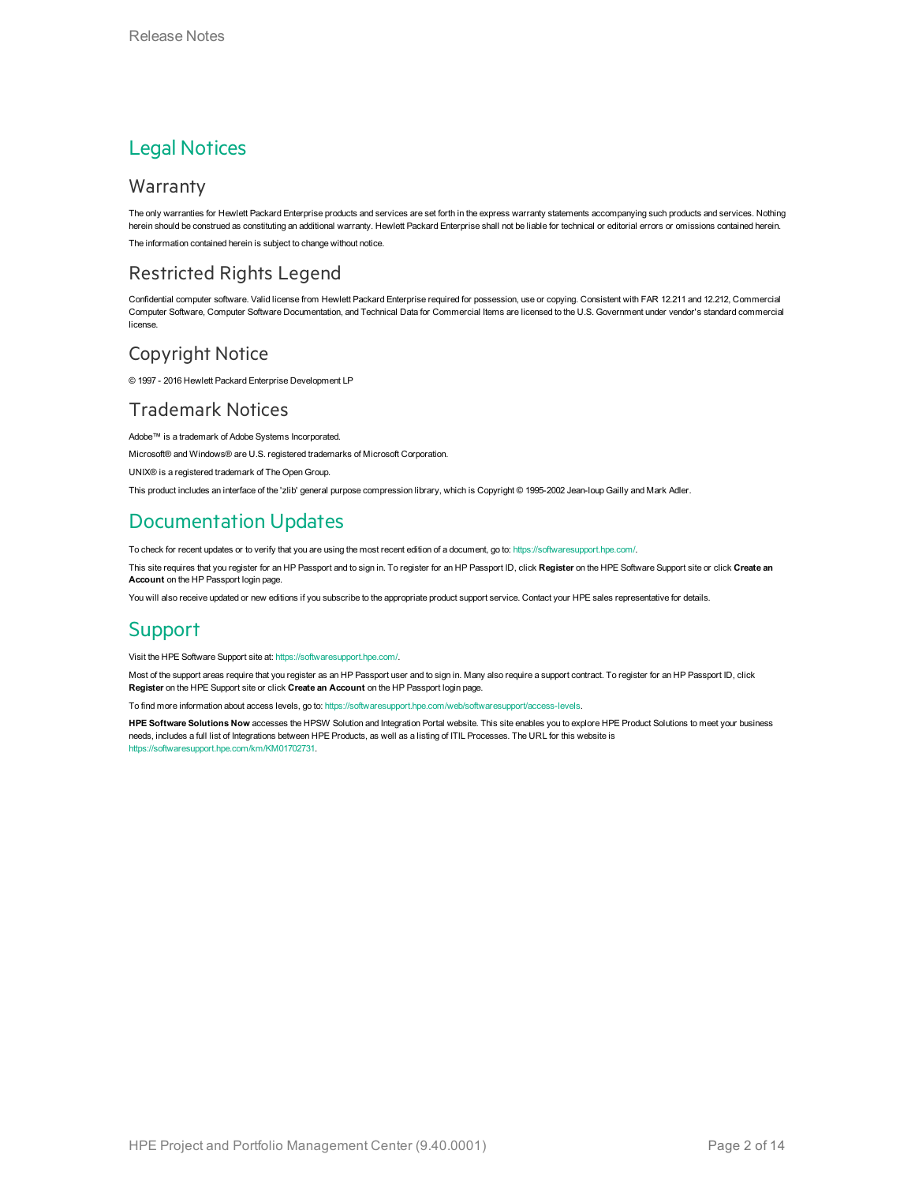# Legal Notices

## Warranty

The only warranties for Hewlett Packard Enterprise products and services are set forth in the express warranty statements accompanying such products and services. Nothing herein should be construed as constituting an additional warranty. Hewlett Packard Enterprise shall not be liable for technical or editorial errors or omissions contained herein.

The information contained herein is subject to change without notice.

## Restricted Rights Legend

Confidential computer software. Valid license from Hewlett Packard Enterprise required for possession, use or copying. Consistent with FAR 12.211 and 12.212, Commercial Computer Software, Computer Software Documentation, and Technical Data for Commercial Items are licensed to the U.S. Government under vendor's standard commercial license.

## Copyright Notice

© 1997 - 2016 Hewlett Packard Enterprise Development LP

## Trademark Notices

Adobe™ is a trademark of Adobe Systems Incorporated.

Microsoft® and Windows® are U.S. registered trademarks of Microsoft Corporation.

UNIX® is a registered trademark of The Open Group.

This product includes an interface of the 'zlib' general purpose compression library, which is Copyright © 1995-2002 Jean-loup Gailly and Mark Adler.

# Documentation Updates

To check for recent updates or to verify that you are using the most recent edition of a document, go to: https://softwaresupport.hpe.com/.

This site requires that you register for an HP Passport and to sign in. To register for an HP Passport ID, click **Register** on the HPE Software Support site or click **Create an Account** on the HP Passport login page.

You will also receive updated or new editions if you subscribe to the appropriate product support service. Contact your HPE sales representative for details.

# Support

Visit the HPE Software Support site at: https://softwaresupport.hpe.com/.

Most of the support areas require that you register as an HP Passport user and to sign in. Many also require a support contract. To register for an HP Passport ID, click **Register** on the HPE Support site or click **Create an Account** on the HP Passport login page.

To find more information about access levels, go to: https://softwaresupport.hpe.com/web/softwaresupport/access-levels.

**HPE Software Solutions Now** accesses the HPSW Solution and Integration Portal website. This site enables you to explore HPE Product Solutions to meet your business needs, includes a full list of Integrations between HPE Products, as well as a listing of ITIL Processes. The URL for this website is https://softwaresupport.hpe.com/km/KM01702731.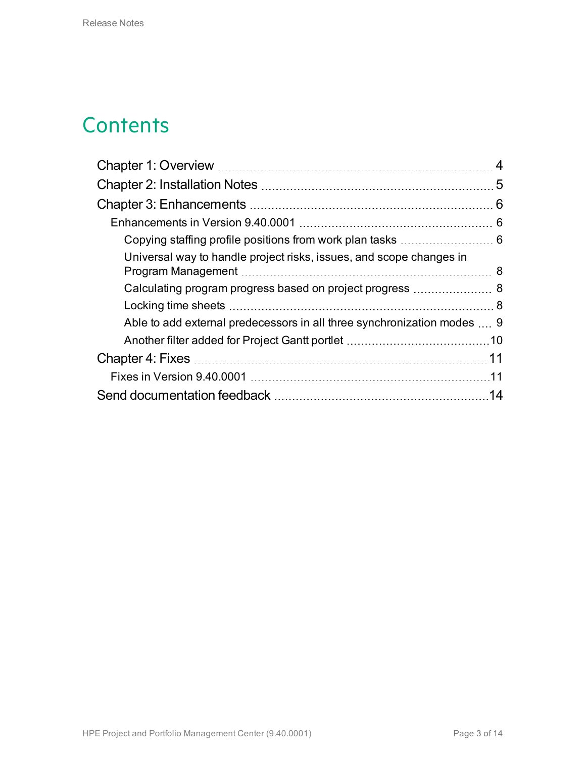# Contents

- Chapter 1: Overview ... 4
- Chapter 2: Installation Notes ... 5
- Chapter 3: Enhancements ... 6
  - Enhancements in Version 9.40.0001 ... 6
    - Copying staffing profile positions from work plan tasks ... 6
    - Universal way to handle project risks, issues, and scope changes in Program Management ... 8
    - Calculating program progress based on project progress ... 8
    - Locking time sheets ... 8
    - Able to add external predecessors in all three synchronization modes ... 9
    - Another filter added for Project Gantt portlet ... 10
- Chapter 4: Fixes ... 11
  - Fixes in Version 9.40.0001 ... 11
- Send documentation feedback ... 14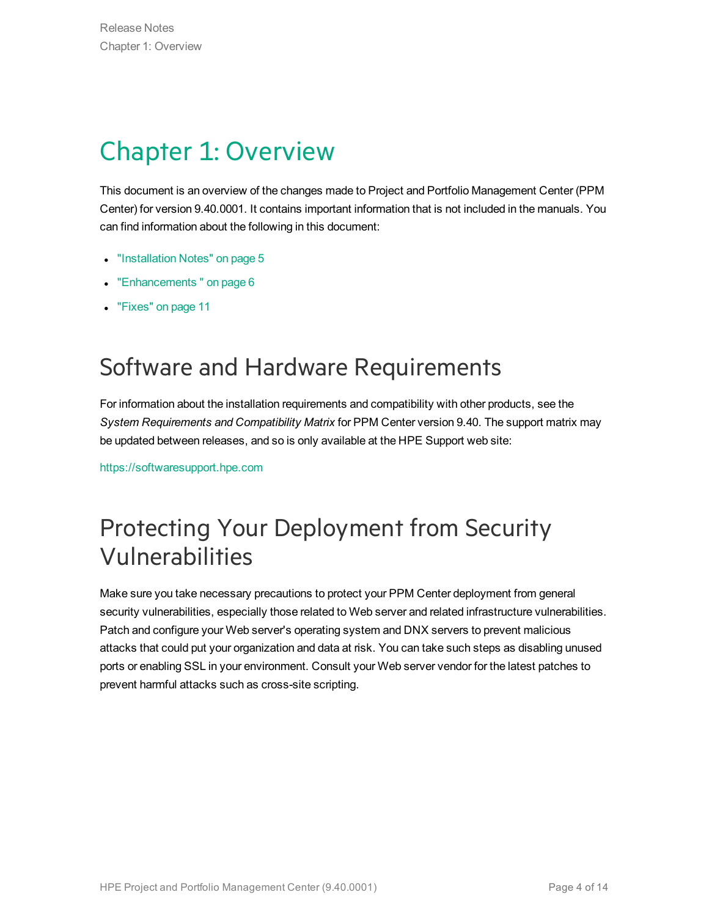# Chapter 1: Overview

This document is an overview of the changes made to Project and Portfolio Management Center (PPM Center) for version 9.40.0001. It contains important information that is not included in the manuals. You can find information about the following in this document:

- "Installation Notes" on page 5
- "Enhancements " on page 6
- "Fixes" on page 11

## Software and Hardware Requirements

For information about the installation requirements and compatibility with other products, see the *System Requirements and Compatibility Matrix* for PPM Center version 9.40. The support matrix may be updated between releases, and so is only available at the HPE Support web site:

https://softwaresupport.hpe.com

## Protecting Your Deployment from Security Vulnerabilities

Make sure you take necessary precautions to protect your PPM Center deployment from general security vulnerabilities, especially those related to Web server and related infrastructure vulnerabilities. Patch and configure your Web server's operating system and DNX servers to prevent malicious attacks that could put your organization and data at risk. You can take such steps as disabling unused ports or enabling SSL in your environment. Consult your Web server vendor for the latest patches to prevent harmful attacks such as cross-site scripting.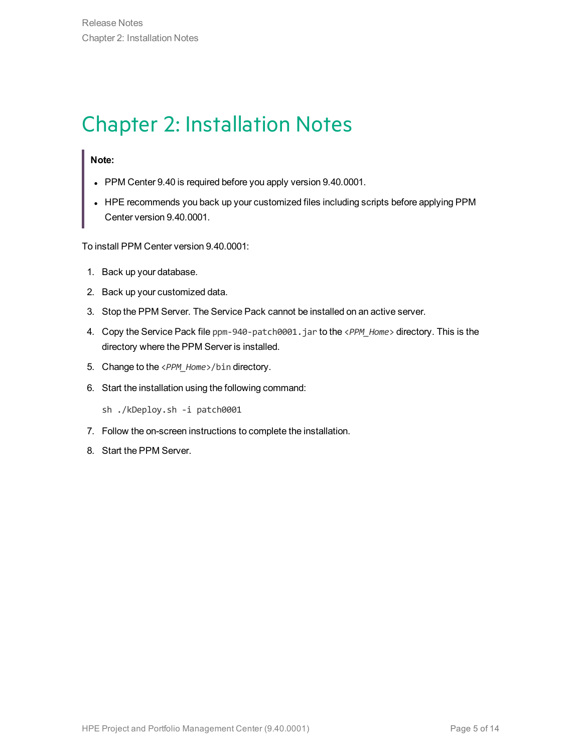# Chapter 2: Installation Notes

> **Note:**
>
> - PPM Center 9.40 is required before you apply version 9.40.0001.
> - HPE recommends you back up your customized files including scripts before applying PPM Center version 9.40.0001.

To install PPM Center version 9.40.0001:

1. Back up your database.
2. Back up your customized data.
3. Stop the PPM Server. The Service Pack cannot be installed on an active server.
4. Copy the Service Pack file `ppm-940-patch0001.jar` to the `<PPM_Home>` directory. This is the directory where the PPM Server is installed.
5. Change to the `<PPM_Home>/bin` directory.
6. Start the installation using the following command:

   ```
   sh ./kDeploy.sh -i patch0001
   ```

7. Follow the on-screen instructions to complete the installation.
8. Start the PPM Server.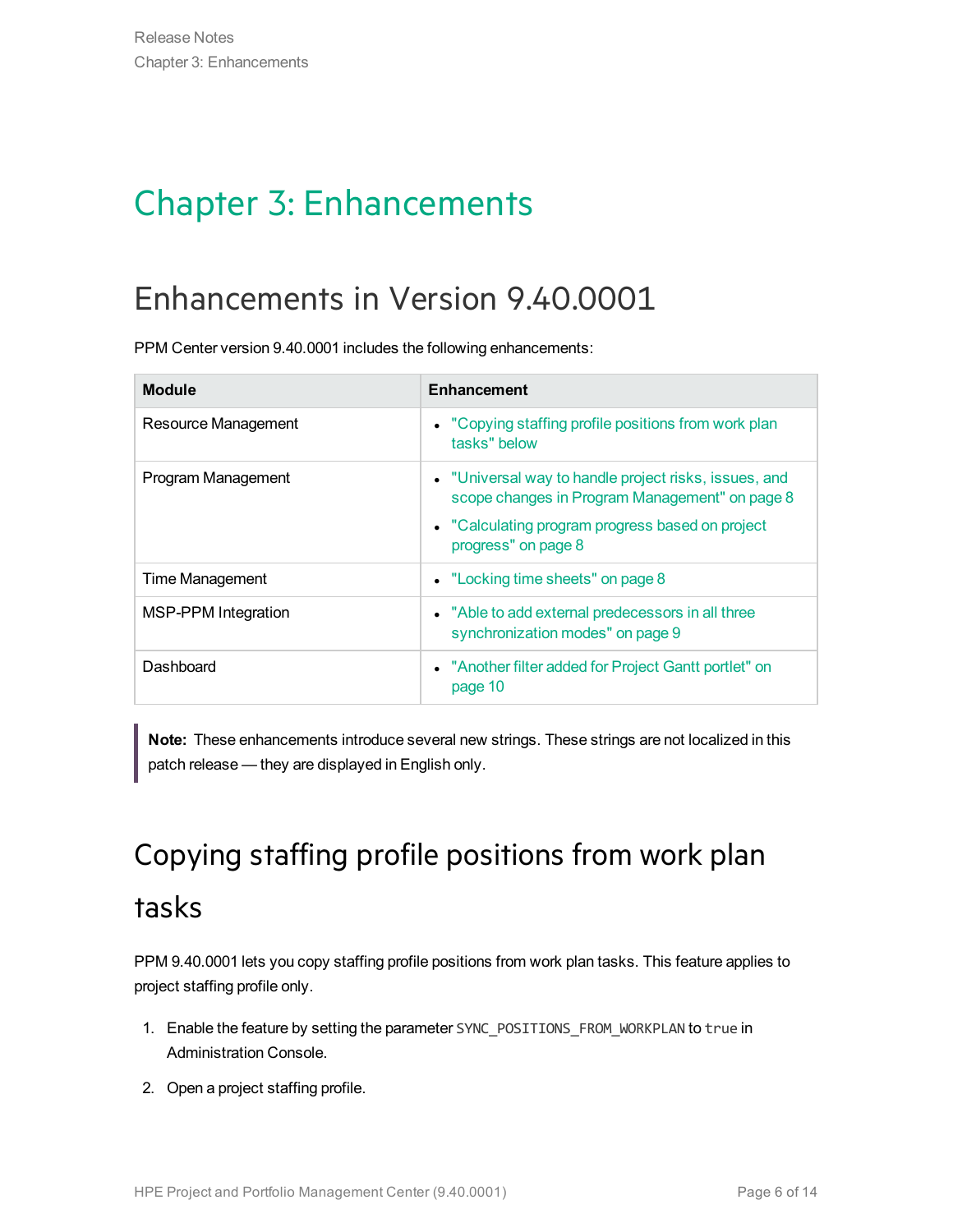# Chapter 3: Enhancements

## Enhancements in Version 9.40.0001

PPM Center version 9.40.0001 includes the following enhancements:

| Module | Enhancement |
|---|---|
| Resource Management | • "Copying staffing profile positions from work plan tasks" below |
| Program Management | • "Universal way to handle project risks, issues, and scope changes in Program Management" on page 8<br>• "Calculating program progress based on project progress" on page 8 |
| Time Management | • "Locking time sheets" on page 8 |
| MSP-PPM Integration | • "Able to add external predecessors in all three synchronization modes" on page 9 |
| Dashboard | • "Another filter added for Project Gantt portlet" on page 10 |

> **Note:** These enhancements introduce several new strings. These strings are not localized in this patch release — they are displayed in English only.

## Copying staffing profile positions from work plan tasks

PPM 9.40.0001 lets you copy staffing profile positions from work plan tasks. This feature applies to project staffing profile only.

1. Enable the feature by setting the parameter `SYNC_POSITIONS_FROM_WORKPLAN` to `true` in Administration Console.
2. Open a project staffing profile.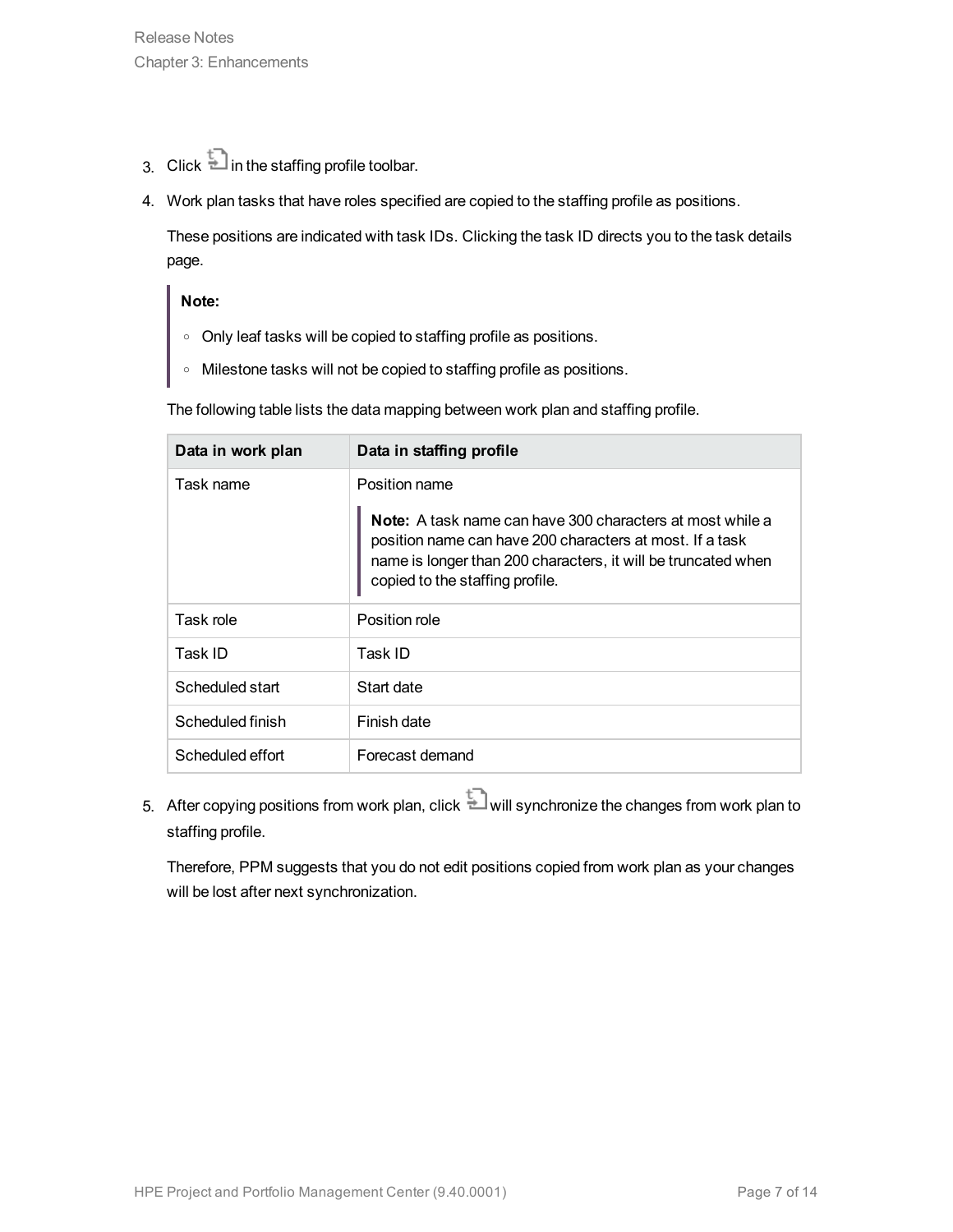3. Click in the staffing profile toolbar.
4. Work plan tasks that have roles specified are copied to the staffing profile as positions.

   These positions are indicated with task IDs. Clicking the task ID directs you to the task details page.

   > **Note:**
   >
   > - Only leaf tasks will be copied to staffing profile as positions.
   > - Milestone tasks will not be copied to staffing profile as positions.

   The following table lists the data mapping between work plan and staffing profile.

   | Data in work plan | Data in staffing profile |
   | --- | --- |
   | Task name | Position name<br><br>**Note:** A task name can have 300 characters at most while a position name can have 200 characters at most. If a task name is longer than 200 characters, it will be truncated when copied to the staffing profile. |
   | Task role | Position role |
   | Task ID | Task ID |
   | Scheduled start | Start date |
   | Scheduled finish | Finish date |
   | Scheduled effort | Forecast demand |

5. After copying positions from work plan, click will synchronize the changes from work plan to staffing profile.

   Therefore, PPM suggests that you do not edit positions copied from work plan as your changes will be lost after next synchronization.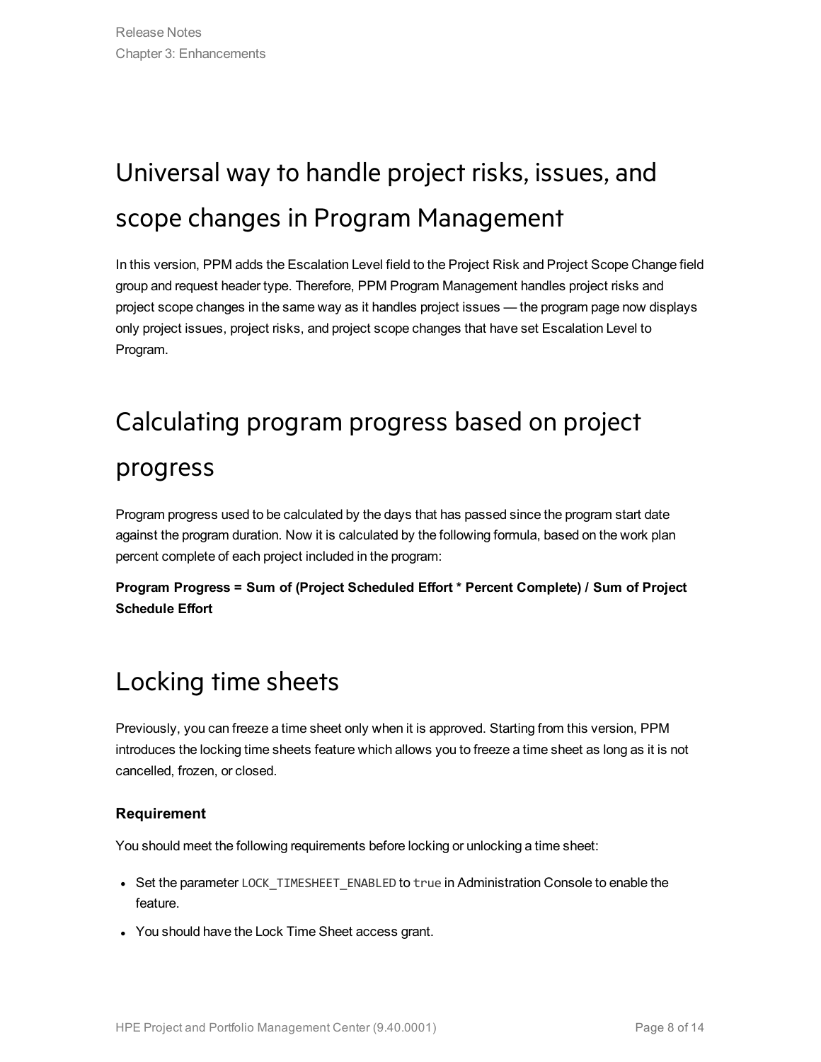# Universal way to handle project risks, issues, and scope changes in Program Management

In this version, PPM adds the Escalation Level field to the Project Risk and Project Scope Change field group and request header type. Therefore, PPM Program Management handles project risks and project scope changes in the same way as it handles project issues — the program page now displays only project issues, project risks, and project scope changes that have set Escalation Level to Program.

# Calculating program progress based on project progress

Program progress used to be calculated by the days that has passed since the program start date against the program duration. Now it is calculated by the following formula, based on the work plan percent complete of each project included in the program:

**Program Progress = Sum of (Project Scheduled Effort * Percent Complete) / Sum of Project Schedule Effort**

# Locking time sheets

Previously, you can freeze a time sheet only when it is approved. Starting from this version, PPM introduces the locking time sheets feature which allows you to freeze a time sheet as long as it is not cancelled, frozen, or closed.

### Requirement

You should meet the following requirements before locking or unlocking a time sheet:

- Set the parameter `LOCK_TIMESHEET_ENABLED` to `true` in Administration Console to enable the feature.
- You should have the Lock Time Sheet access grant.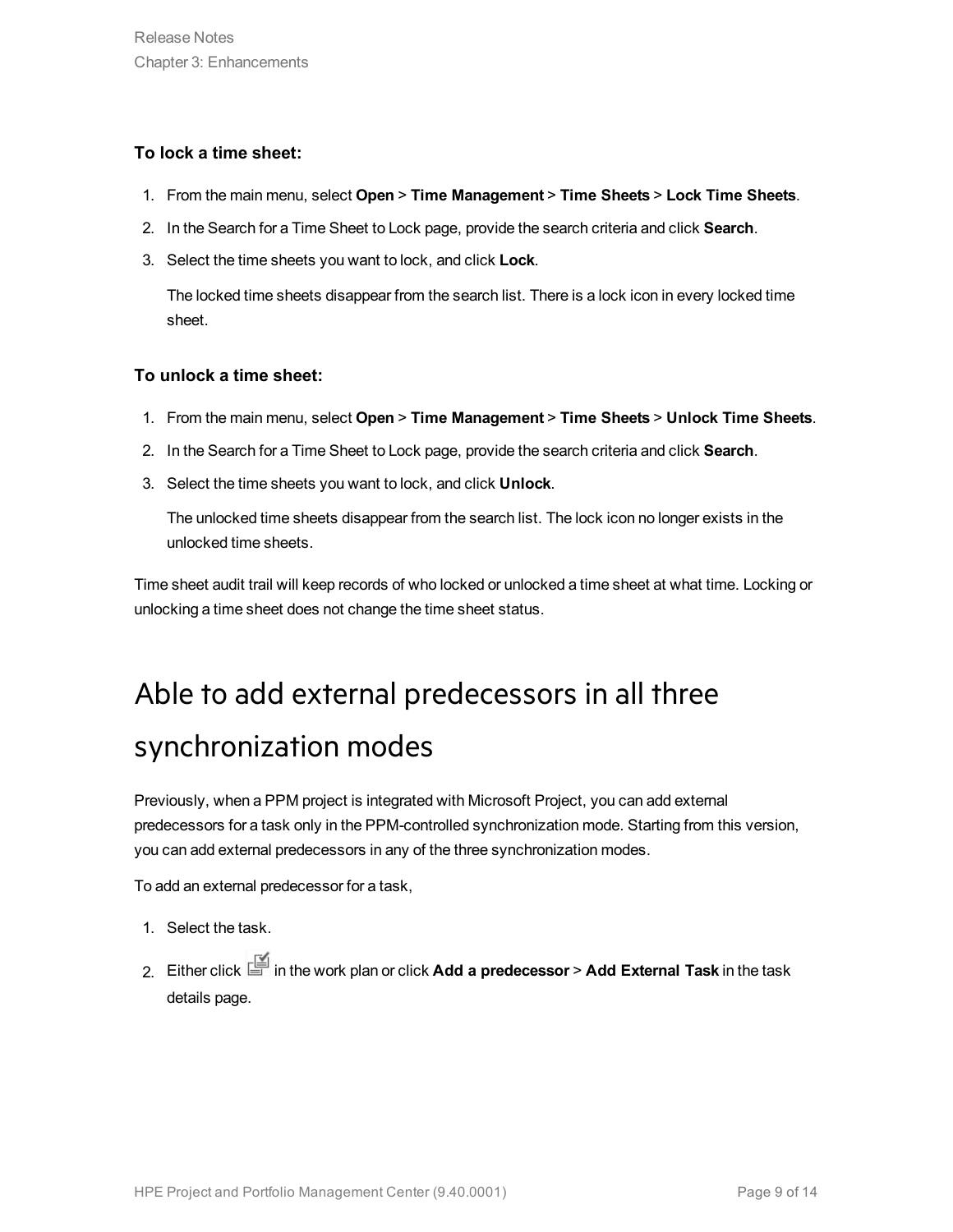**To lock a time sheet:**

1. From the main menu, select **Open** > **Time Management** > **Time Sheets** > **Lock Time Sheets**.
2. In the Search for a Time Sheet to Lock page, provide the search criteria and click **Search**.
3. Select the time sheets you want to lock, and click **Lock**.

   The locked time sheets disappear from the search list. There is a lock icon in every locked time sheet.

**To unlock a time sheet:**

1. From the main menu, select **Open** > **Time Management** > **Time Sheets** > **Unlock Time Sheets**.
2. In the Search for a Time Sheet to Lock page, provide the search criteria and click **Search**.
3. Select the time sheets you want to lock, and click **Unlock**.

   The unlocked time sheets disappear from the search list. The lock icon no longer exists in the unlocked time sheets.

Time sheet audit trail will keep records of who locked or unlocked a time sheet at what time. Locking or unlocking a time sheet does not change the time sheet status.

# Able to add external predecessors in all three synchronization modes

Previously, when a PPM project is integrated with Microsoft Project, you can add external predecessors for a task only in the PPM-controlled synchronization mode. Starting from this version, you can add external predecessors in any of the three synchronization modes.

To add an external predecessor for a task,

1. Select the task.
2. Either click in the work plan or click **Add a predecessor** > **Add External Task** in the task details page.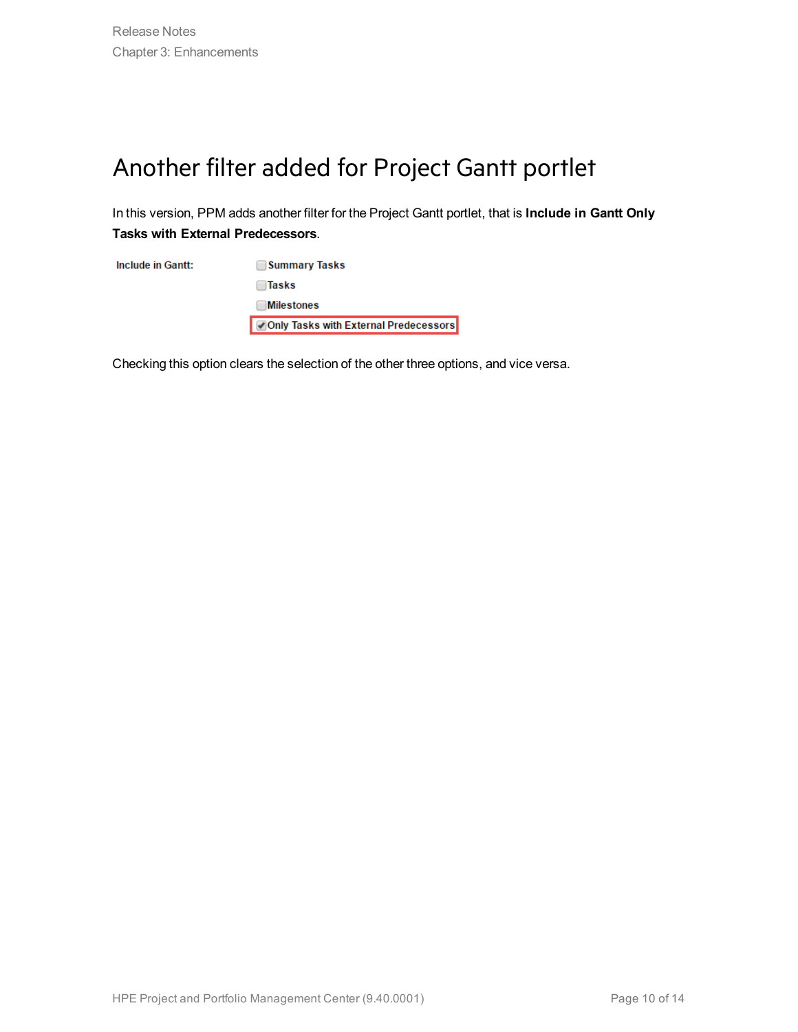# Another filter added for Project Gantt portlet

In this version, PPM adds another filter for the Project Gantt portlet, that is **Include in Gantt Only Tasks with External Predecessors**.

Include in Gantt:

- [ ] Summary Tasks
- [ ] Tasks
- [ ] Milestones
- [x] Only Tasks with External Predecessors

Checking this option clears the selection of the other three options, and vice versa.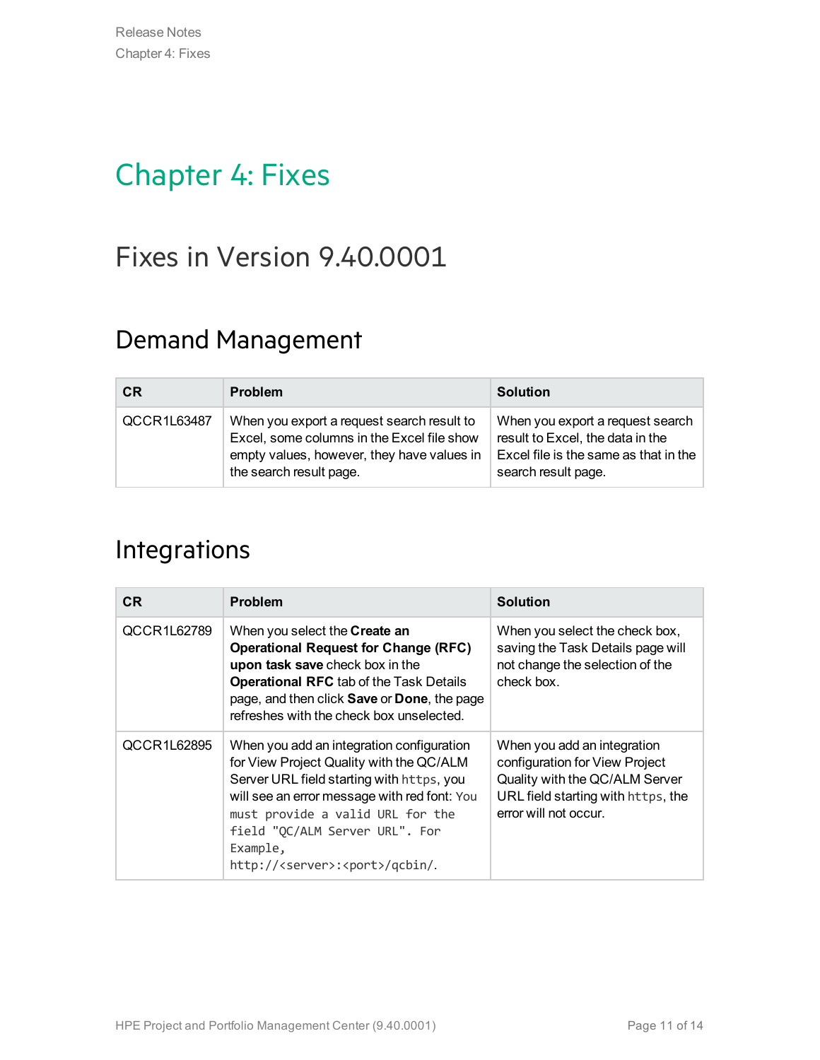# Chapter 4: Fixes

## Fixes in Version 9.40.0001

### Demand Management

| CR | Problem | Solution |
| --- | --- | --- |
| QCCR1L63487 | When you export a request search result to Excel, some columns in the Excel file show empty values, however, they have values in the search result page. | When you export a request search result to Excel, the data in the Excel file is the same as that in the search result page. |

### Integrations

| CR | Problem | Solution |
| --- | --- | --- |
| QCCR1L62789 | When you select the **Create an Operational Request for Change (RFC) upon task save** check box in the **Operational RFC** tab of the Task Details page, and then click **Save** or **Done**, the page refreshes with the check box unselected. | When you select the check box, saving the Task Details page will not change the selection of the check box. |
| QCCR1L62895 | When you add an integration configuration for View Project Quality with the QC/ALM Server URL field starting with `https`, you will see an error message with red font: `You must provide a valid URL for the field "QC/ALM Server URL". For Example, http://<server>:<port>/qcbin/`. | When you add an integration configuration for View Project Quality with the QC/ALM Server URL field starting with `https`, the error will not occur. |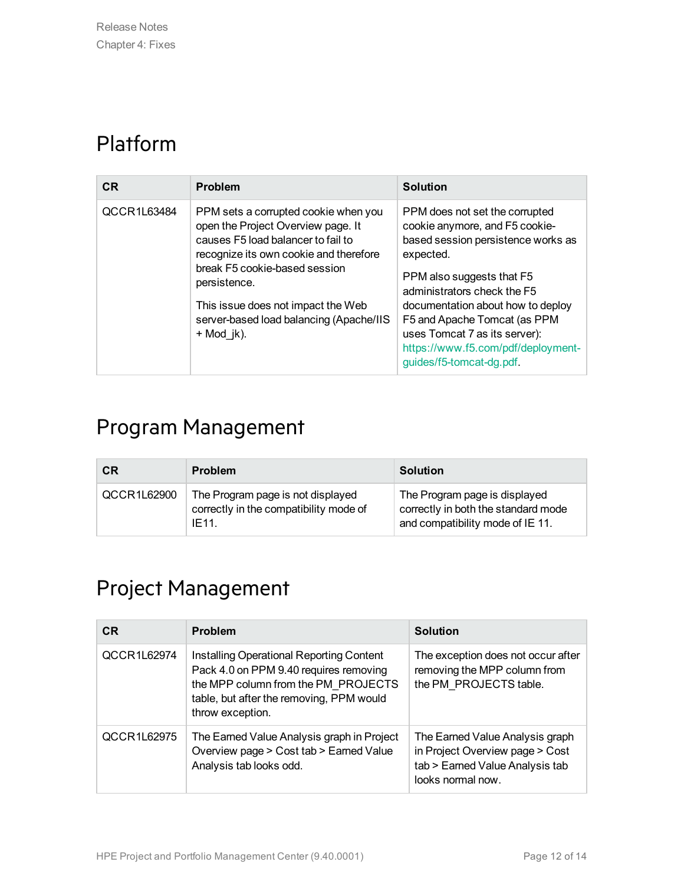## Platform

| CR | Problem | Solution |
| --- | --- | --- |
| QCCR1L63484 | PPM sets a corrupted cookie when you open the Project Overview page. It causes F5 load balancer to fail to recognize its own cookie and therefore break F5 cookie-based session persistence.<br><br>This issue does not impact the Web server-based load balancing (Apache/IIS + Mod_jk). | PPM does not set the corrupted cookie anymore, and F5 cookie-based session persistence works as expected.<br><br>PPM also suggests that F5 administrators check the F5 documentation about how to deploy F5 and Apache Tomcat (as PPM uses Tomcat 7 as its server): https://www.f5.com/pdf/deployment-guides/f5-tomcat-dg.pdf. |

## Program Management

| CR | Problem | Solution |
| --- | --- | --- |
| QCCR1L62900 | The Program page is not displayed correctly in the compatibility mode of IE11. | The Program page is displayed correctly in both the standard mode and compatibility mode of IE 11. |

## Project Management

| CR | Problem | Solution |
| --- | --- | --- |
| QCCR1L62974 | Installing Operational Reporting Content Pack 4.0 on PPM 9.40 requires removing the MPP column from the PM_PROJECTS table, but after the removing, PPM would throw exception. | The exception does not occur after removing the MPP column from the PM_PROJECTS table. |
| QCCR1L62975 | The Earned Value Analysis graph in Project Overview page > Cost tab > Earned Value Analysis tab looks odd. | The Earned Value Analysis graph in Project Overview page > Cost tab > Earned Value Analysis tab looks normal now. |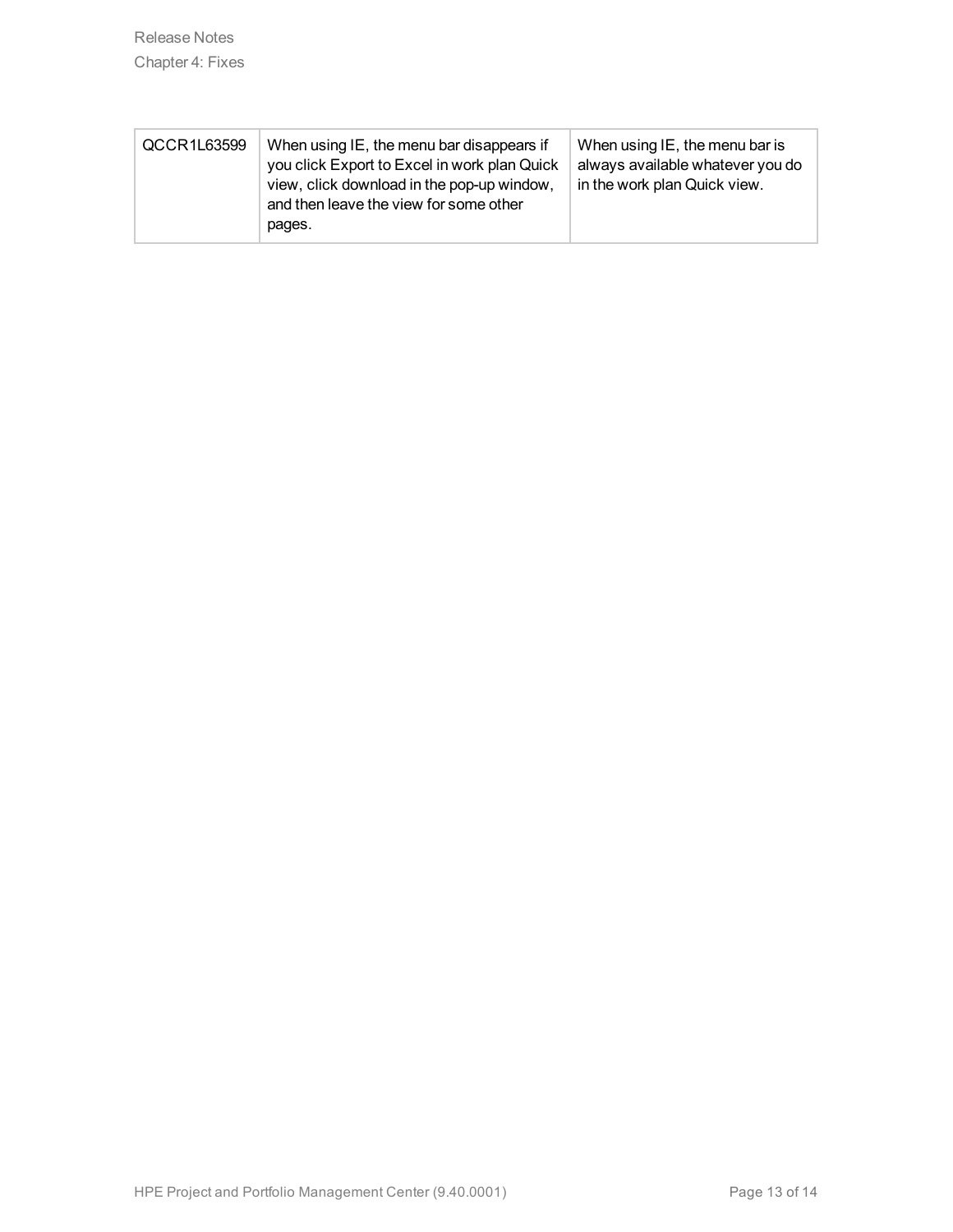| | | |
|---|---|---|
| QCCR1L63599 | When using IE, the menu bar disappears if you click Export to Excel in work plan Quick view, click download in the pop-up window, and then leave the view for some other pages. | When using IE, the menu bar is always available whatever you do in the work plan Quick view. |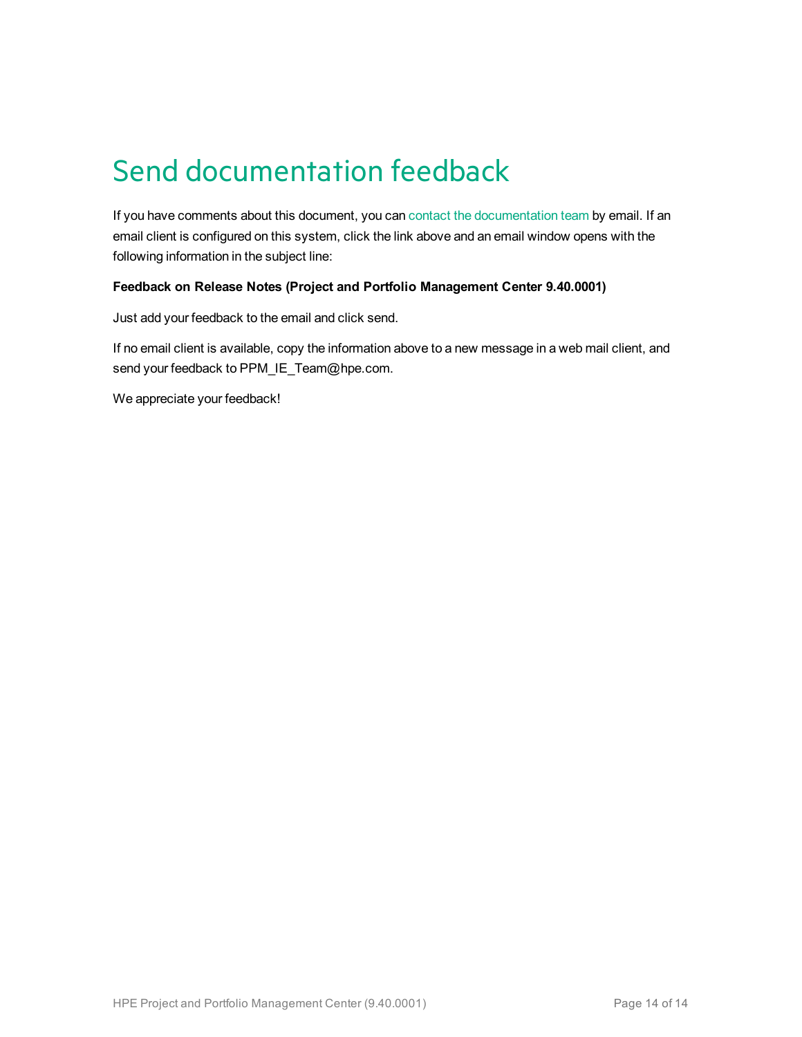# Send documentation feedback

If you have comments about this document, you can contact the documentation team by email. If an email client is configured on this system, click the link above and an email window opens with the following information in the subject line:

**Feedback on Release Notes (Project and Portfolio Management Center 9.40.0001)**

Just add your feedback to the email and click send.

If no email client is available, copy the information above to a new message in a web mail client, and send your feedback to PPM_IE_Team@hpe.com.

We appreciate your feedback!